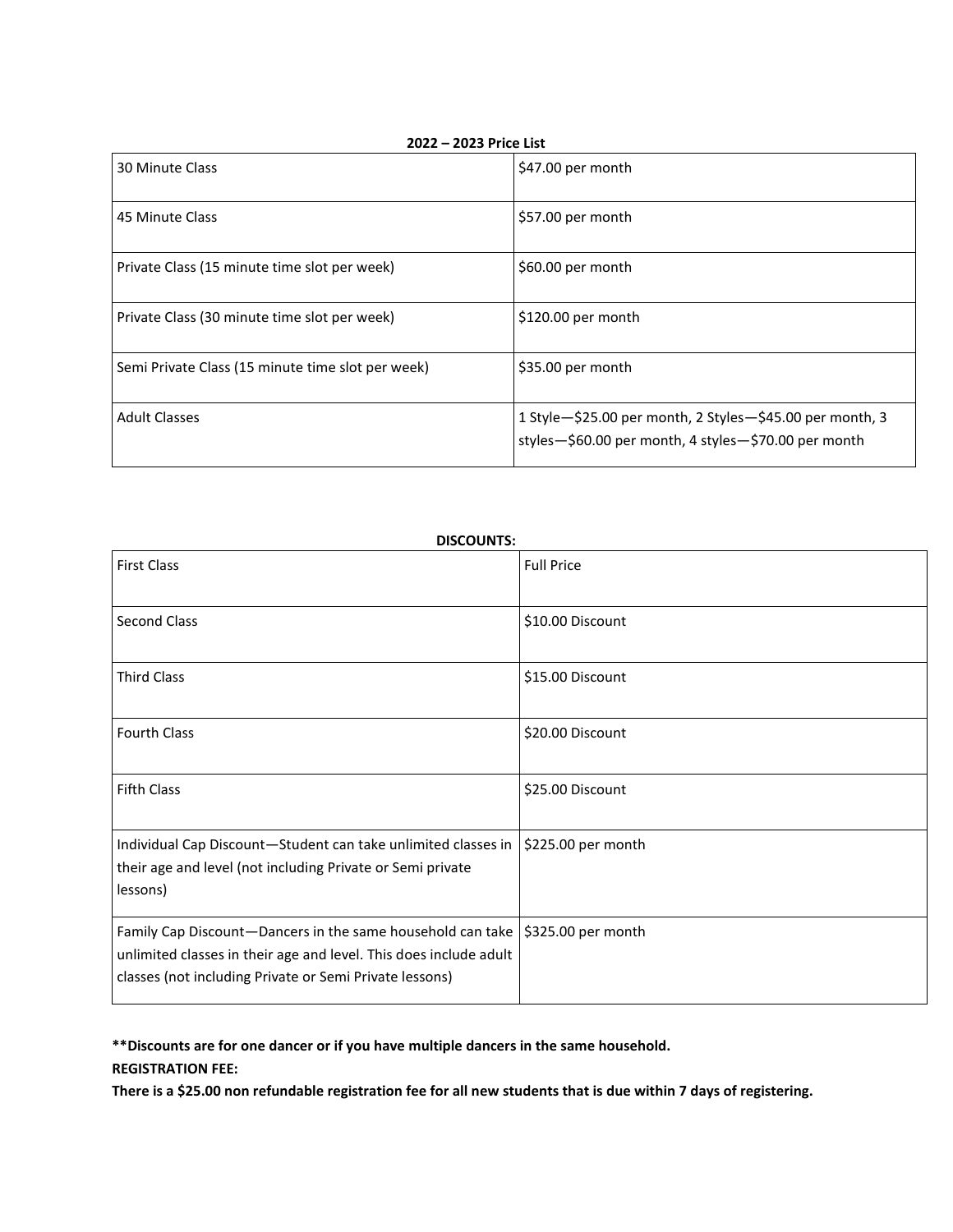**2022 – 2023 Price List**

| | |
|---|---|
| 30 Minute Class | $47.00 per month |
| 45 Minute Class | $57.00 per month |
| Private Class (15 minute time slot per week) | $60.00 per month |
| Private Class (30 minute time slot per week) | $120.00 per month |
| Semi Private Class (15 minute time slot per week) | $35.00 per month |
| Adult Classes | 1 Style—$25.00 per month, 2 Styles—$45.00 per month, 3 styles—$60.00 per month, 4 styles—$70.00 per month |

**DISCOUNTS:**

| | |
|---|---|
| First Class | Full Price |
| Second Class | $10.00 Discount |
| Third Class | $15.00 Discount |
| Fourth Class | $20.00 Discount |
| Fifth Class | $25.00 Discount |
| Individual Cap Discount—Student can take unlimited classes in their age and level (not including Private or Semi private lessons) | $225.00 per month |
| Family Cap Discount—Dancers in the same household can take unlimited classes in their age and level. This does include adult classes (not including Private or Semi Private lessons) | $325.00 per month |

**\*\*Discounts are for one dancer or if you have multiple dancers in the same household.**

**REGISTRATION FEE:**

**There is a $25.00 non refundable registration fee for all new students that is due within 7 days of registering.**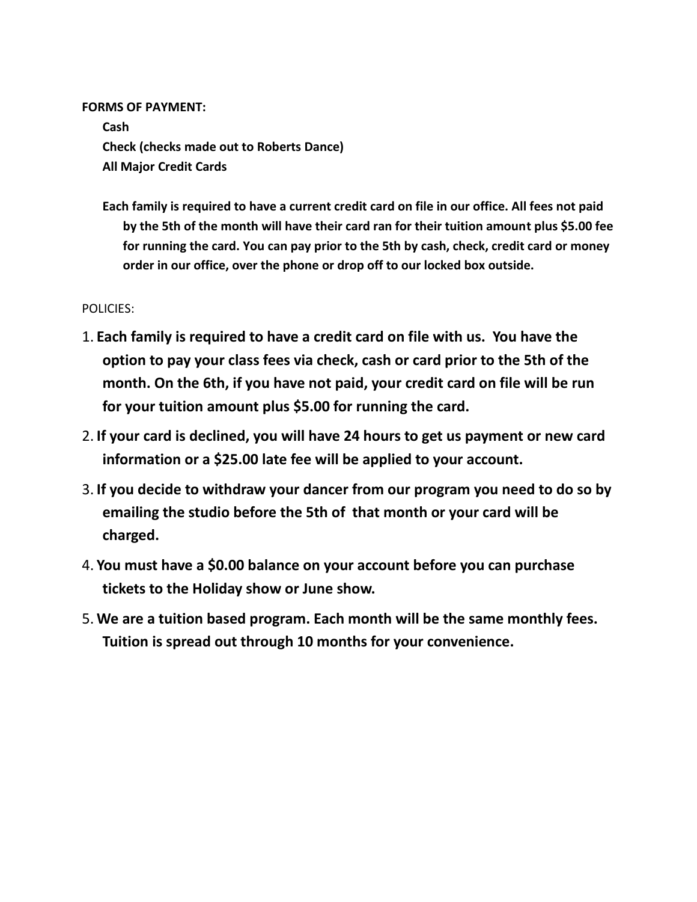**FORMS OF PAYMENT:**

**Cash**
**Check (checks made out to Roberts Dance)**
**All Major Credit Cards**

**Each family is required to have a current credit card on file in our office. All fees not paid by the 5th of the month will have their card ran for their tuition amount plus $5.00 fee for running the card. You can pay prior to the 5th by cash, check, credit card or money order in our office, over the phone or drop off to our locked box outside.**

POLICIES:

1. **Each family is required to have a credit card on file with us. You have the option to pay your class fees via check, cash or card prior to the 5th of the month. On the 6th, if you have not paid, your credit card on file will be run for your tuition amount plus $5.00 for running the card.**
2. **If your card is declined, you will have 24 hours to get us payment or new card information or a $25.00 late fee will be applied to your account.**
3. **If you decide to withdraw your dancer from our program you need to do so by emailing the studio before the 5th of that month or your card will be charged.**
4. **You must have a $0.00 balance on your account before you can purchase tickets to the Holiday show or June show.**
5. **We are a tuition based program. Each month will be the same monthly fees. Tuition is spread out through 10 months for your convenience.**